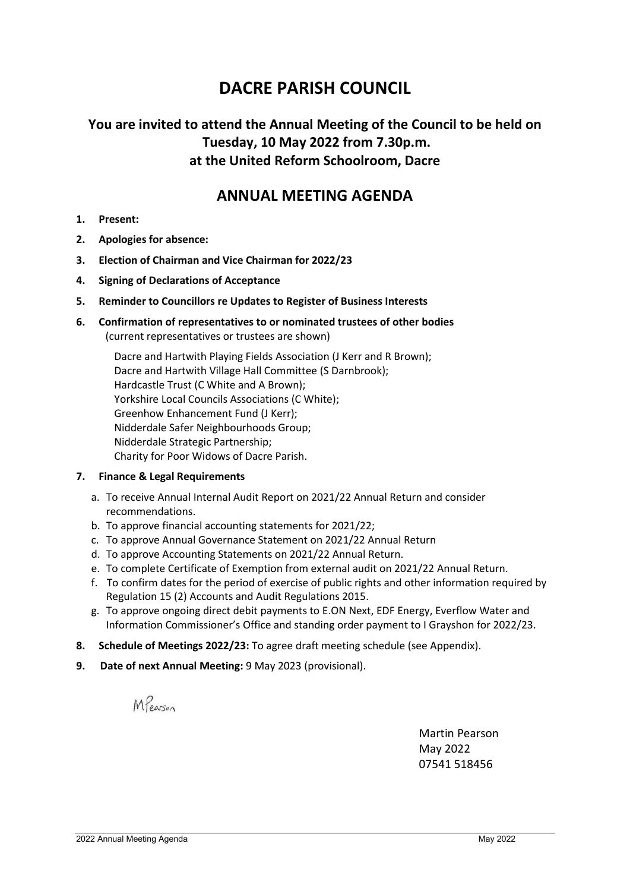# DACRE PARISH COUNCIL

## You are invited to attend the Annual Meeting of the Council to be held on Tuesday, 10 May 2022 from 7.30p.m. at the United Reform Schoolroom, Dacre

## ANNUAL MEETING AGENDA

1. **Present:**
2. **Apologies for absence:**
3. **Election of Chairman and Vice Chairman for 2022/23**
4. **Signing of Declarations of Acceptance**
5. **Reminder to Councillors re Updates to Register of Business Interests**
6. **Confirmation of representatives to or nominated trustees of other bodies** (current representatives or trustees are shown)

   Dacre and Hartwith Playing Fields Association (J Kerr and R Brown);
   Dacre and Hartwith Village Hall Committee (S Darnbrook);
   Hardcastle Trust (C White and A Brown);
   Yorkshire Local Councils Associations (C White);
   Greenhow Enhancement Fund (J Kerr);
   Nidderdale Safer Neighbourhoods Group;
   Nidderdale Strategic Partnership;
   Charity for Poor Widows of Dacre Parish.

7. **Finance & Legal Requirements**
   a. To receive Annual Internal Audit Report on 2021/22 Annual Return and consider recommendations.
   b. To approve financial accounting statements for 2021/22;
   c. To approve Annual Governance Statement on 2021/22 Annual Return
   d. To approve Accounting Statements on 2021/22 Annual Return.
   e. To complete Certificate of Exemption from external audit on 2021/22 Annual Return.
   f. To confirm dates for the period of exercise of public rights and other information required by Regulation 15 (2) Accounts and Audit Regulations 2015.
   g. To approve ongoing direct debit payments to E.ON Next, EDF Energy, Everflow Water and Information Commissioner's Office and standing order payment to I Grayshon for 2022/23.
8. **Schedule of Meetings 2022/23:** To agree draft meeting schedule (see Appendix).
9. **Date of next Annual Meeting:** 9 May 2023 (provisional).

M Pearson

Martin Pearson
May 2022
07541 518456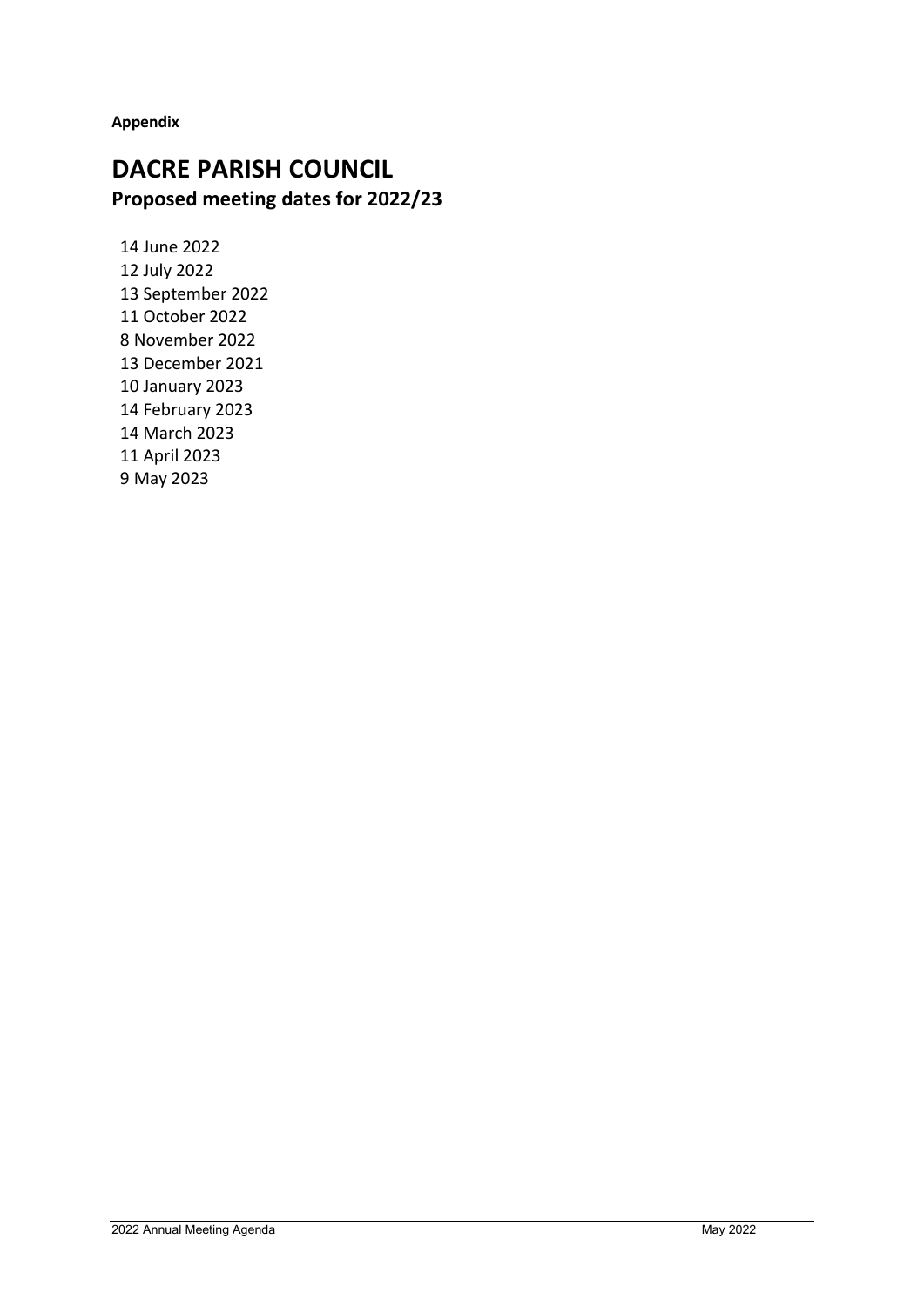**Appendix**

# DACRE PARISH COUNCIL

## Proposed meeting dates for 2022/23

14 June 2022
12 July 2022
13 September 2022
11 October 2022
8 November 2022
13 December 2021
10 January 2023
14 February 2023
14 March 2023
11 April 2023
9 May 2023